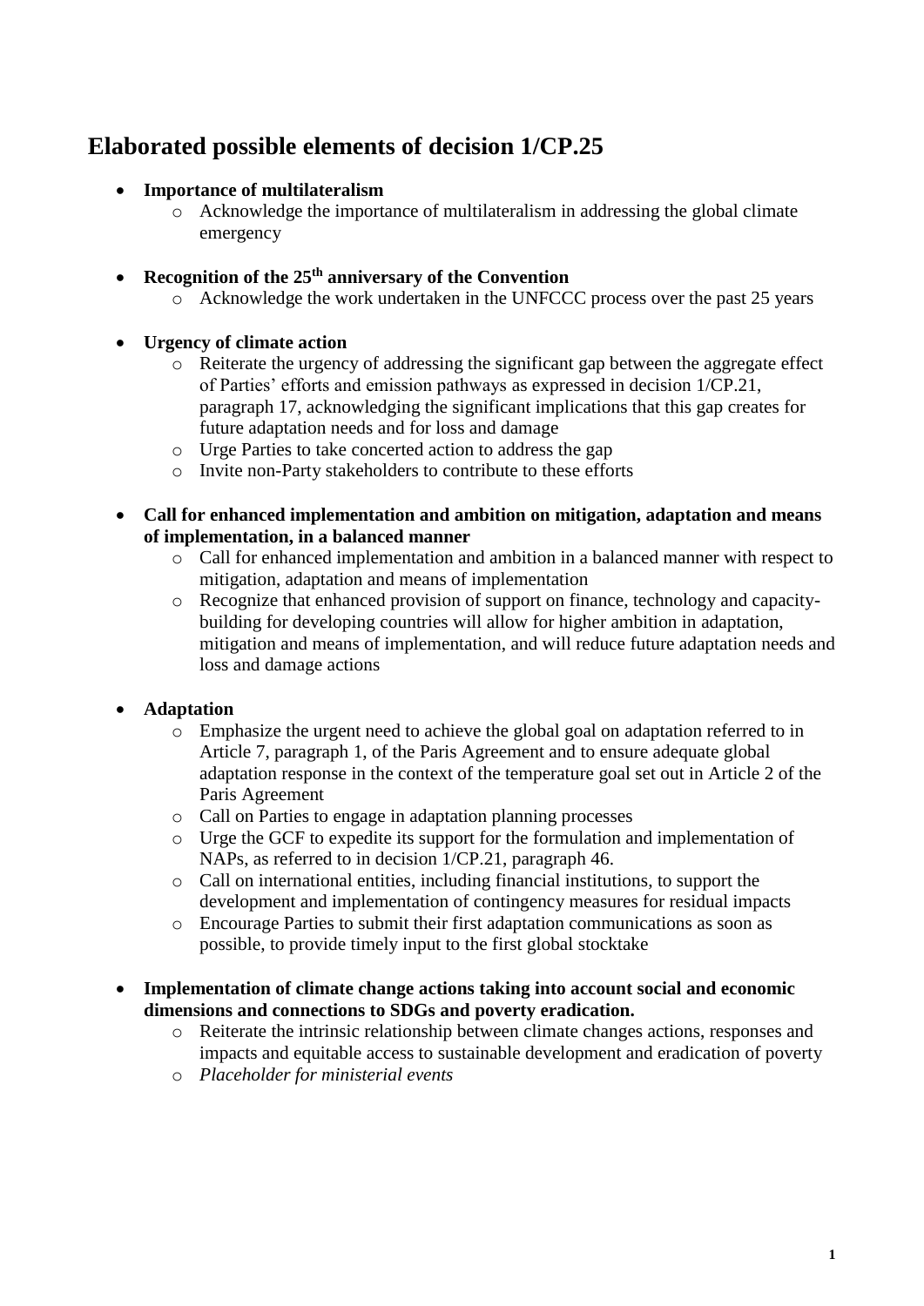# Elaborated possible elements of decision 1/CP.25

- **Importance of multilateralism**
  - Acknowledge the importance of multilateralism in addressing the global climate emergency

- **Recognition of the 25th anniversary of the Convention**
  - Acknowledge the work undertaken in the UNFCCC process over the past 25 years

- **Urgency of climate action**
  - Reiterate the urgency of addressing the significant gap between the aggregate effect of Parties' efforts and emission pathways as expressed in decision 1/CP.21, paragraph 17, acknowledging the significant implications that this gap creates for future adaptation needs and for loss and damage
  - Urge Parties to take concerted action to address the gap
  - Invite non-Party stakeholders to contribute to these efforts

- **Call for enhanced implementation and ambition on mitigation, adaptation and means of implementation, in a balanced manner**
  - Call for enhanced implementation and ambition in a balanced manner with respect to mitigation, adaptation and means of implementation
  - Recognize that enhanced provision of support on finance, technology and capacity-building for developing countries will allow for higher ambition in adaptation, mitigation and means of implementation, and will reduce future adaptation needs and loss and damage actions

- **Adaptation**
  - Emphasize the urgent need to achieve the global goal on adaptation referred to in Article 7, paragraph 1, of the Paris Agreement and to ensure adequate global adaptation response in the context of the temperature goal set out in Article 2 of the Paris Agreement
  - Call on Parties to engage in adaptation planning processes
  - Urge the GCF to expedite its support for the formulation and implementation of NAPs, as referred to in decision 1/CP.21, paragraph 46.
  - Call on international entities, including financial institutions, to support the development and implementation of contingency measures for residual impacts
  - Encourage Parties to submit their first adaptation communications as soon as possible, to provide timely input to the first global stocktake

- **Implementation of climate change actions taking into account social and economic dimensions and connections to SDGs and poverty eradication.**
  - Reiterate the intrinsic relationship between climate changes actions, responses and impacts and equitable access to sustainable development and eradication of poverty
  - *Placeholder for ministerial events*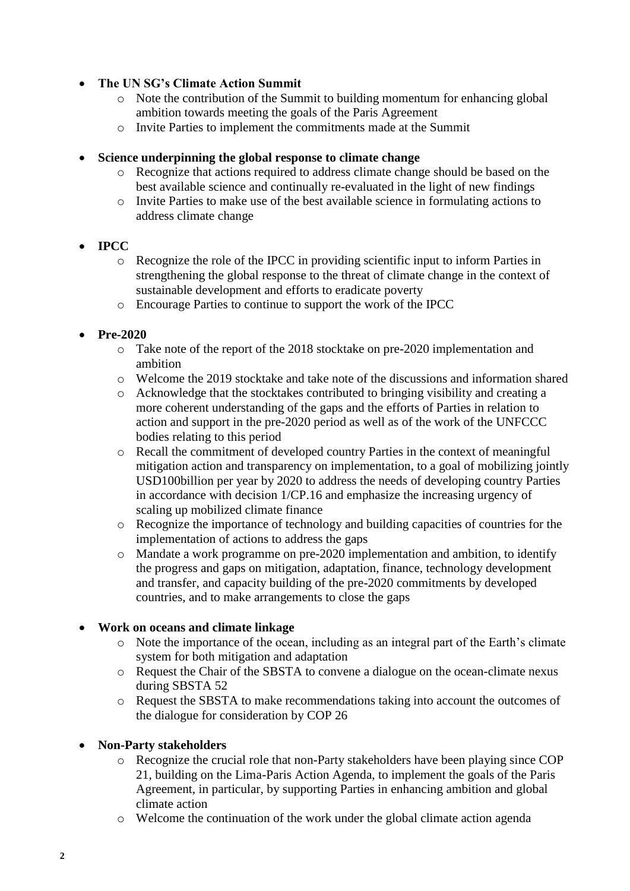- **The UN SG's Climate Action Summit**
  - Note the contribution of the Summit to building momentum for enhancing global ambition towards meeting the goals of the Paris Agreement
  - Invite Parties to implement the commitments made at the Summit

- **Science underpinning the global response to climate change**
  - Recognize that actions required to address climate change should be based on the best available science and continually re-evaluated in the light of new findings
  - Invite Parties to make use of the best available science in formulating actions to address climate change

- **IPCC**
  - Recognize the role of the IPCC in providing scientific input to inform Parties in strengthening the global response to the threat of climate change in the context of sustainable development and efforts to eradicate poverty
  - Encourage Parties to continue to support the work of the IPCC

- **Pre-2020**
  - Take note of the report of the 2018 stocktake on pre-2020 implementation and ambition
  - Welcome the 2019 stocktake and take note of the discussions and information shared
  - Acknowledge that the stocktakes contributed to bringing visibility and creating a more coherent understanding of the gaps and the efforts of Parties in relation to action and support in the pre-2020 period as well as of the work of the UNFCCC bodies relating to this period
  - Recall the commitment of developed country Parties in the context of meaningful mitigation action and transparency on implementation, to a goal of mobilizing jointly USD100billion per year by 2020 to address the needs of developing country Parties in accordance with decision 1/CP.16 and emphasize the increasing urgency of scaling up mobilized climate finance
  - Recognize the importance of technology and building capacities of countries for the implementation of actions to address the gaps
  - Mandate a work programme on pre-2020 implementation and ambition, to identify the progress and gaps on mitigation, adaptation, finance, technology development and transfer, and capacity building of the pre-2020 commitments by developed countries, and to make arrangements to close the gaps

- **Work on oceans and climate linkage**
  - Note the importance of the ocean, including as an integral part of the Earth's climate system for both mitigation and adaptation
  - Request the Chair of the SBSTA to convene a dialogue on the ocean-climate nexus during SBSTA 52
  - Request the SBSTA to make recommendations taking into account the outcomes of the dialogue for consideration by COP 26

- **Non-Party stakeholders**
  - Recognize the crucial role that non-Party stakeholders have been playing since COP 21, building on the Lima-Paris Action Agenda, to implement the goals of the Paris Agreement, in particular, by supporting Parties in enhancing ambition and global climate action
  - Welcome the continuation of the work under the global climate action agenda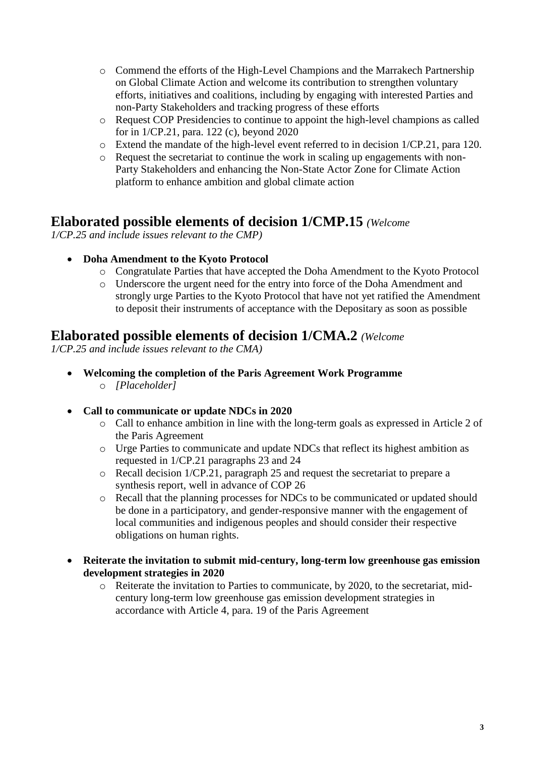- Commend the efforts of the High-Level Champions and the Marrakech Partnership on Global Climate Action and welcome its contribution to strengthen voluntary efforts, initiatives and coalitions, including by engaging with interested Parties and non-Party Stakeholders and tracking progress of these efforts
    - Request COP Presidencies to continue to appoint the high-level champions as called for in 1/CP.21, para. 122 (c), beyond 2020
    - Extend the mandate of the high-level event referred to in decision 1/CP.21, para 120.
    - Request the secretariat to continue the work in scaling up engagements with non-Party Stakeholders and enhancing the Non-State Actor Zone for Climate Action platform to enhance ambition and global climate action

## Elaborated possible elements of decision 1/CMP.15 *(Welcome 1/CP.25 and include issues relevant to the CMP)*

- **Doha Amendment to the Kyoto Protocol**
    - Congratulate Parties that have accepted the Doha Amendment to the Kyoto Protocol
    - Underscore the urgent need for the entry into force of the Doha Amendment and strongly urge Parties to the Kyoto Protocol that have not yet ratified the Amendment to deposit their instruments of acceptance with the Depositary as soon as possible

## Elaborated possible elements of decision 1/CMA.2 *(Welcome 1/CP.25 and include issues relevant to the CMA)*

- **Welcoming the completion of the Paris Agreement Work Programme**
    - *[Placeholder]*

- **Call to communicate or update NDCs in 2020**
    - Call to enhance ambition in line with the long-term goals as expressed in Article 2 of the Paris Agreement
    - Urge Parties to communicate and update NDCs that reflect its highest ambition as requested in 1/CP.21 paragraphs 23 and 24
    - Recall decision 1/CP.21, paragraph 25 and request the secretariat to prepare a synthesis report, well in advance of COP 26
    - Recall that the planning processes for NDCs to be communicated or updated should be done in a participatory, and gender-responsive manner with the engagement of local communities and indigenous peoples and should consider their respective obligations on human rights.

- **Reiterate the invitation to submit mid-century, long-term low greenhouse gas emission development strategies in 2020**
    - Reiterate the invitation to Parties to communicate, by 2020, to the secretariat, mid-century long-term low greenhouse gas emission development strategies in accordance with Article 4, para. 19 of the Paris Agreement